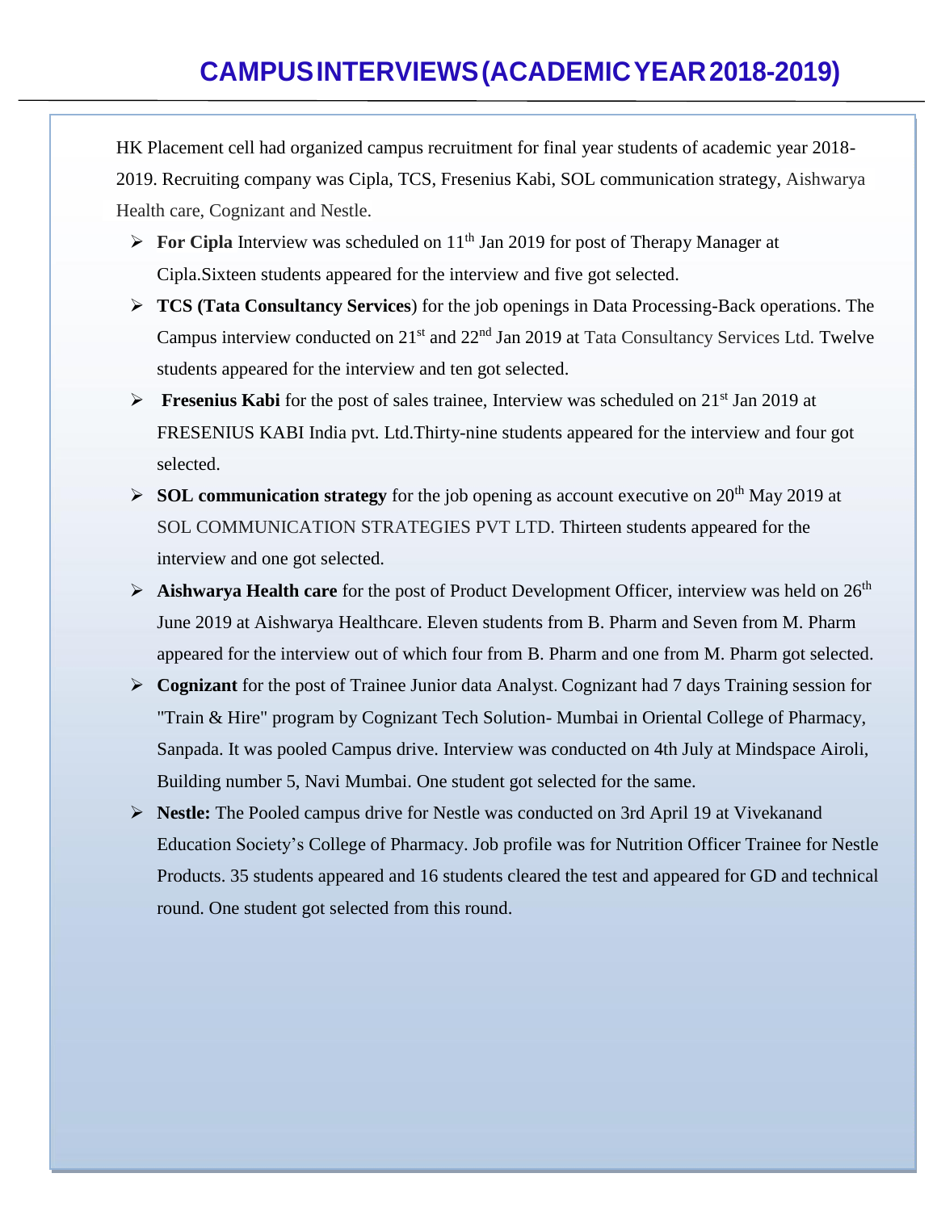# CAMPUS INTERVIEWS (ACADEMIC YEAR 2018-2019)

HK Placement cell had organized campus recruitment for final year students of academic year 2018-2019. Recruiting company was Cipla, TCS, Fresenius Kabi, SOL communication strategy, Aishwarya Health care, Cognizant and Nestle.

- **For Cipla** Interview was scheduled on 11th Jan 2019 for post of Therapy Manager at Cipla.Sixteen students appeared for the interview and five got selected.
- **TCS (Tata Consultancy Services**) for the job openings in Data Processing-Back operations. The Campus interview conducted on 21st and 22nd Jan 2019 at Tata Consultancy Services Ltd. Twelve students appeared for the interview and ten got selected.
- **Fresenius Kabi** for the post of sales trainee, Interview was scheduled on 21st Jan 2019 at FRESENIUS KABI India pvt. Ltd.Thirty-nine students appeared for the interview and four got selected.
- **SOL communication strategy** for the job opening as account executive on 20th May 2019 at SOL COMMUNICATION STRATEGIES PVT LTD. Thirteen students appeared for the interview and one got selected.
- **Aishwarya Health care** for the post of Product Development Officer, interview was held on 26th June 2019 at Aishwarya Healthcare. Eleven students from B. Pharm and Seven from M. Pharm appeared for the interview out of which four from B. Pharm and one from M. Pharm got selected.
- **Cognizant** for the post of Trainee Junior data Analyst. Cognizant had 7 days Training session for "Train & Hire" program by Cognizant Tech Solution- Mumbai in Oriental College of Pharmacy, Sanpada. It was pooled Campus drive. Interview was conducted on 4th July at Mindspace Airoli, Building number 5, Navi Mumbai. One student got selected for the same.
- **Nestle:** The Pooled campus drive for Nestle was conducted on 3rd April 19 at Vivekanand Education Society's College of Pharmacy. Job profile was for Nutrition Officer Trainee for Nestle Products. 35 students appeared and 16 students cleared the test and appeared for GD and technical round. One student got selected from this round.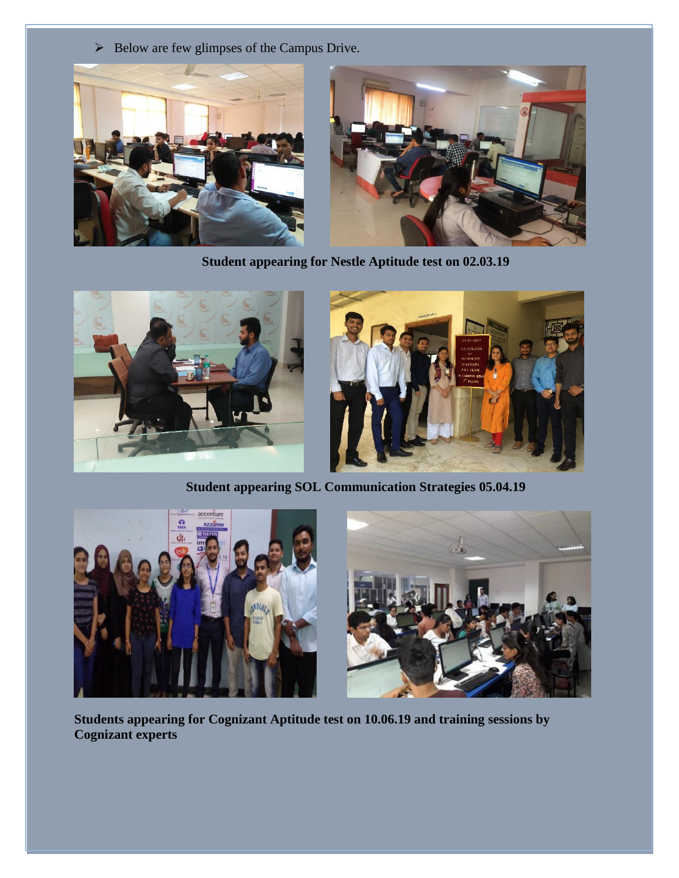- Below are few glimpses of the Campus Drive.

**Student appearing for Nestle Aptitude test on 02.03.19**

**Student appearing SOL Communication Strategies 05.04.19**

**Students appearing for Cognizant Aptitude test on 10.06.19 and training sessions by Cognizant experts**